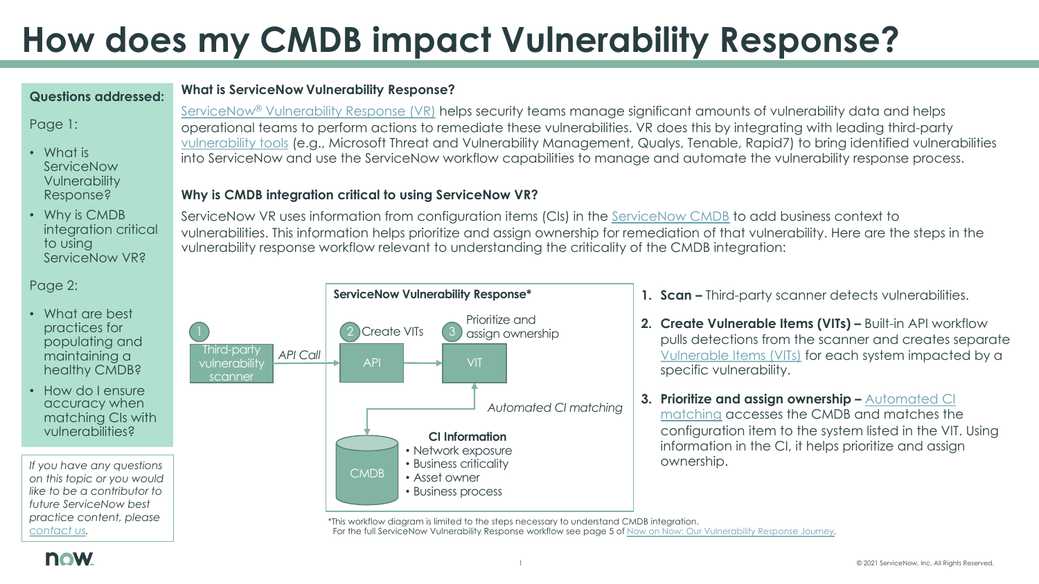# How does my CMDB impact Vulnerability Response?

**Questions addressed:**

Page 1:

- What is ServiceNow Vulnerability Response?
- Why is CMDB integration critical to using ServiceNow VR?

Page 2:

- What are best practices for populating and maintaining a healthy CMDB?
- How do I ensure accuracy when matching CIs with vulnerabilities?

*If you have any questions on this topic or you would like to be a contributor to future ServiceNow best practice content, please contact us.*

### What is ServiceNow Vulnerability Response?

ServiceNow® Vulnerability Response (VR) helps security teams manage significant amounts of vulnerability data and helps operational teams to perform actions to remediate these vulnerabilities. VR does this by integrating with leading third-party vulnerability tools (e.g., Microsoft Threat and Vulnerability Management, Qualys, Tenable, Rapid7) to bring identified vulnerabilities into ServiceNow and use the ServiceNow workflow capabilities to manage and automate the vulnerability response process.

### Why is CMDB integration critical to using ServiceNow VR?

ServiceNow VR uses information from configuration items (CIs) in the ServiceNow CMDB to add business context to vulnerabilities. This information helps prioritize and assign ownership for remediation of that vulnerability. Here are the steps in the vulnerability response workflow relevant to understanding the criticality of the CMDB integration:

**ServiceNow Vulnerability Response***

- 1 Third-party vulnerability scanner → *API Call* → 2 Create VITs: API → 3 Prioritize and assign ownership: VIT
- VIT ↔ CMDB: *Automated CI matching*
- **CI Information**
  - Network exposure
  - Business criticality
  - Asset owner
  - Business process

1. **Scan –** Third-party scanner detects vulnerabilities.
2. **Create Vulnerable Items (VITs) –** Built-in API workflow pulls detections from the scanner and creates separate Vulnerable Items (VITs) for each system impacted by a specific vulnerability.
3. **Prioritize and assign ownership –** Automated CI matching accesses the CMDB and matches the configuration item to the system listed in the VIT. Using information in the CI, it helps prioritize and assign ownership.

*This workflow diagram is limited to the steps necessary to understand CMDB integration. For the full ServiceNow Vulnerability Response workflow see page 5 of Now on Now: Our Vulnerability Response Journey.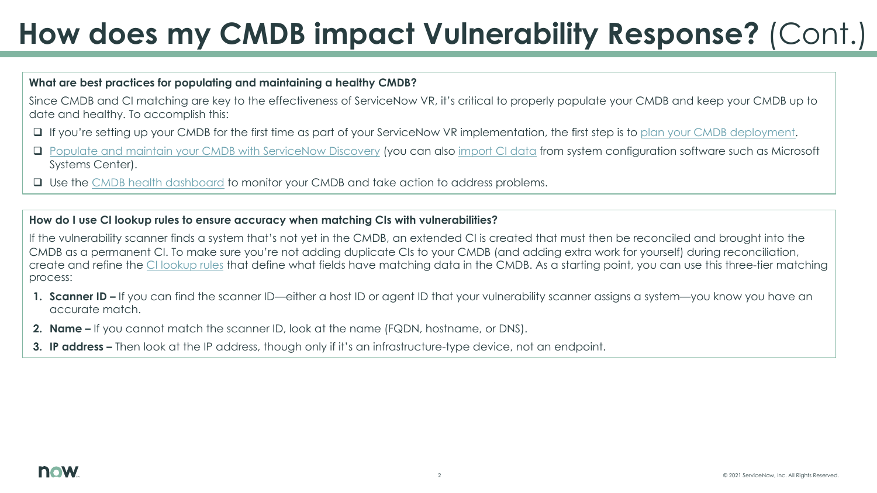# How does my CMDB impact Vulnerability Response? (Cont.)

**What are best practices for populating and maintaining a healthy CMDB?**

Since CMDB and CI matching are key to the effectiveness of ServiceNow VR, it's critical to properly populate your CMDB and keep your CMDB up to date and healthy. To accomplish this:

- If you're setting up your CMDB for the first time as part of your ServiceNow VR implementation, the first step is to plan your CMDB deployment.
- Populate and maintain your CMDB with ServiceNow Discovery (you can also import CI data from system configuration software such as Microsoft Systems Center).
- Use the CMDB health dashboard to monitor your CMDB and take action to address problems.

**How do I use CI lookup rules to ensure accuracy when matching CIs with vulnerabilities?**

If the vulnerability scanner finds a system that's not yet in the CMDB, an extended CI is created that must then be reconciled and brought into the CMDB as a permanent CI. To make sure you're not adding duplicate CIs to your CMDB (and adding extra work for yourself) during reconciliation, create and refine the CI lookup rules that define what fields have matching data in the CMDB. As a starting point, you can use this three-tier matching process:

1. **Scanner ID –** If you can find the scanner ID—either a host ID or agent ID that your vulnerability scanner assigns a system—you know you have an accurate match.
2. **Name –** If you cannot match the scanner ID, look at the name (FQDN, hostname, or DNS).
3. **IP address –** Then look at the IP address, though only if it's an infrastructure-type device, not an endpoint.